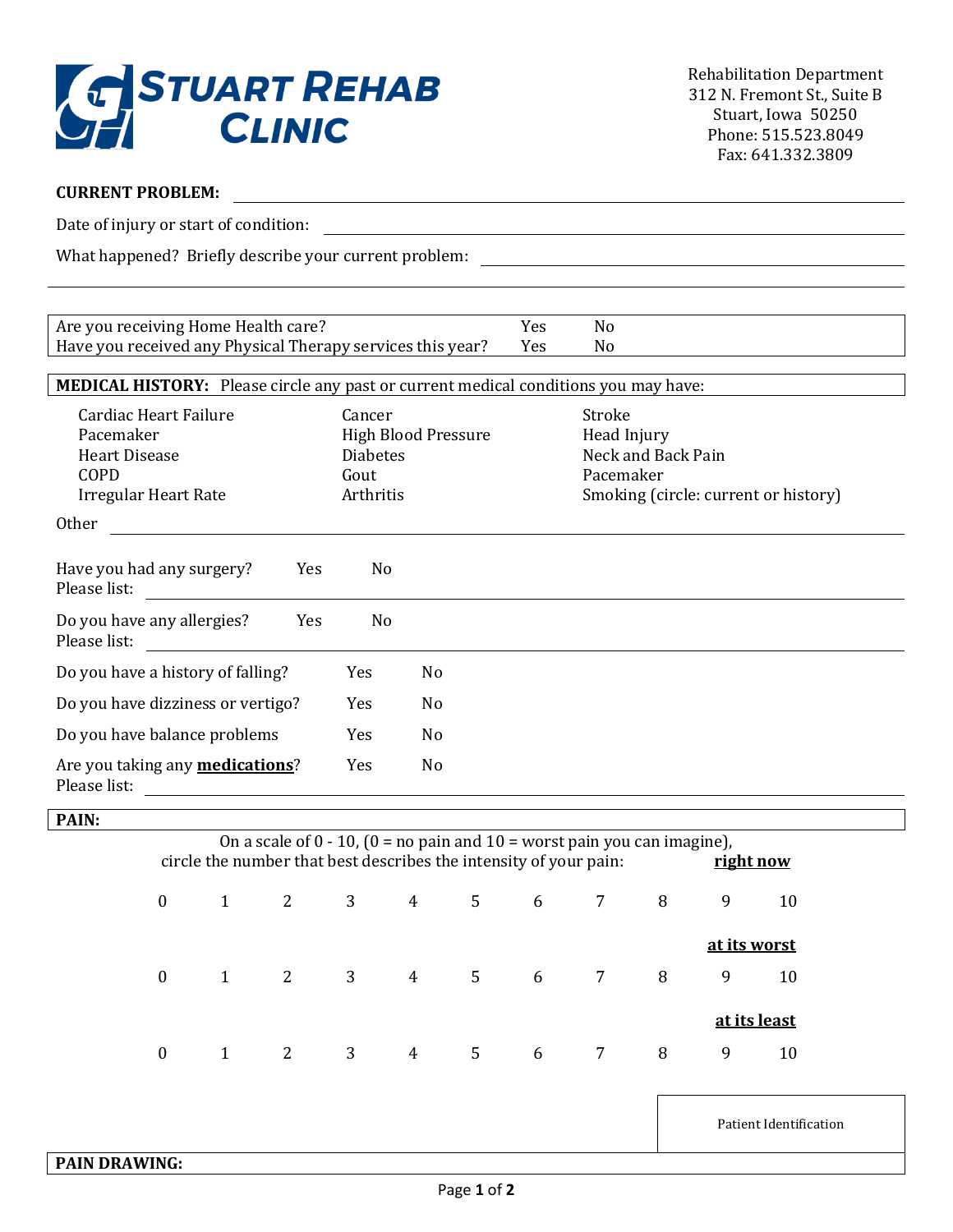# STUART REHAB CLINIC

Rehabilitation Department
312 N. Fremont St., Suite B
Stuart, Iowa 50250
Phone: 515.523.8049
Fax: 641.332.3809

**CURRENT PROBLEM:** ________________________________

Date of injury or start of condition: ________________________________

What happened? Briefly describe your current problem: ________________________________

________________________________

| | | |
|---|---|---|
| Are you receiving Home Health care? | Yes | No |
| Have you received any Physical Therapy services this year? | Yes | No |

**MEDICAL HISTORY:** Please circle any past or current medical conditions you may have:

| | | |
|---|---|---|
| Cardiac Heart Failure | Cancer | Stroke |
| Pacemaker | High Blood Pressure | Head Injury |
| Heart Disease | Diabetes | Neck and Back Pain |
| COPD | Gout | Pacemaker |
| Irregular Heart Rate | Arthritis | Smoking (circle: current or history) |

Other ________________________________

Have you had any surgery? Yes No
Please list: ________________________________

Do you have any allergies? Yes No
Please list: ________________________________

Do you have a history of falling? Yes No

Do you have dizziness or vertigo? Yes No

Do you have balance problems Yes No

Are you taking any **medications**? Yes No
Please list: ________________________________

**PAIN:**

On a scale of 0 - 10, (0 = no pain and 10 = worst pain you can imagine), circle the number that best describes the intensity of your pain:

**right now**

0 1 2 3 4 5 6 7 8 9 10

**at its worst**

0 1 2 3 4 5 6 7 8 9 10

**at its least**

0 1 2 3 4 5 6 7 8 9 10

Patient Identification

**PAIN DRAWING:**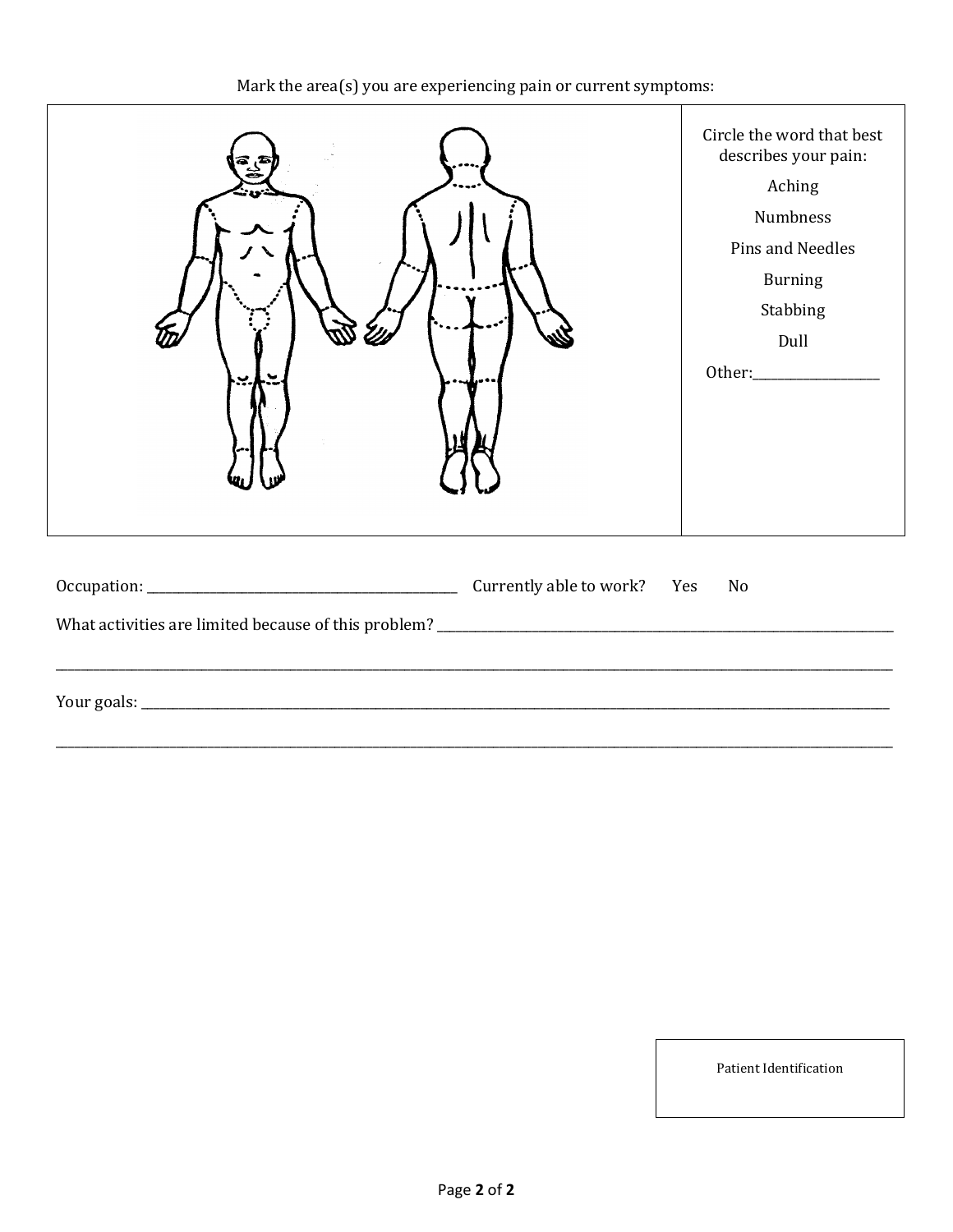Mark the area(s) you are experiencing pain or current symptoms:

Circle the word that best describes your pain:

Aching

Numbness

Pins and Needles

Burning

Stabbing

Dull

Other:____________________

Occupation: ________________________________________________ Currently able to work? Yes No

What activities are limited because of this problem? ______________________________________________________________________

______________________________________________________________________________________________________________________

Your goals: ___________________________________________________________________________________________________________

______________________________________________________________________________________________________________________

Patient Identification